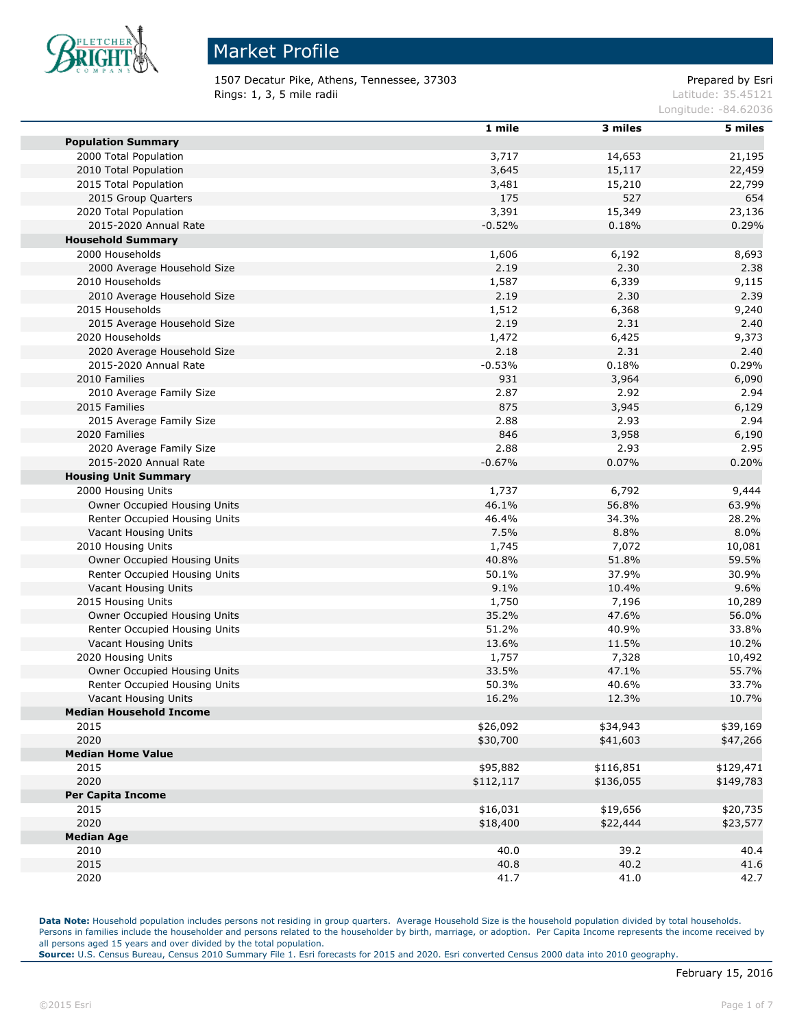# Market Profile

1507 Decatur Pike, Athens, Tennessee, 37303
Rings: 1, 3, 5 mile radii

Prepared by Esri
Latitude: 35.45121
Longitude: -84.62036

| | 1 mile | 3 miles | 5 miles |
|---|---|---|---|
| **Population Summary** | | | |
| 2000 Total Population | 3,717 | 14,653 | 21,195 |
| 2010 Total Population | 3,645 | 15,117 | 22,459 |
| 2015 Total Population | 3,481 | 15,210 | 22,799 |
| 2015 Group Quarters | 175 | 527 | 654 |
| 2020 Total Population | 3,391 | 15,349 | 23,136 |
| 2015-2020 Annual Rate | -0.52% | 0.18% | 0.29% |
| **Household Summary** | | | |
| 2000 Households | 1,606 | 6,192 | 8,693 |
| 2000 Average Household Size | 2.19 | 2.30 | 2.38 |
| 2010 Households | 1,587 | 6,339 | 9,115 |
| 2010 Average Household Size | 2.19 | 2.30 | 2.39 |
| 2015 Households | 1,512 | 6,368 | 9,240 |
| 2015 Average Household Size | 2.19 | 2.31 | 2.40 |
| 2020 Households | 1,472 | 6,425 | 9,373 |
| 2020 Average Household Size | 2.18 | 2.31 | 2.40 |
| 2015-2020 Annual Rate | -0.53% | 0.18% | 0.29% |
| 2010 Families | 931 | 3,964 | 6,090 |
| 2010 Average Family Size | 2.87 | 2.92 | 2.94 |
| 2015 Families | 875 | 3,945 | 6,129 |
| 2015 Average Family Size | 2.88 | 2.93 | 2.94 |
| 2020 Families | 846 | 3,958 | 6,190 |
| 2020 Average Family Size | 2.88 | 2.93 | 2.95 |
| 2015-2020 Annual Rate | -0.67% | 0.07% | 0.20% |
| **Housing Unit Summary** | | | |
| 2000 Housing Units | 1,737 | 6,792 | 9,444 |
| Owner Occupied Housing Units | 46.1% | 56.8% | 63.9% |
| Renter Occupied Housing Units | 46.4% | 34.3% | 28.2% |
| Vacant Housing Units | 7.5% | 8.8% | 8.0% |
| 2010 Housing Units | 1,745 | 7,072 | 10,081 |
| Owner Occupied Housing Units | 40.8% | 51.8% | 59.5% |
| Renter Occupied Housing Units | 50.1% | 37.9% | 30.9% |
| Vacant Housing Units | 9.1% | 10.4% | 9.6% |
| 2015 Housing Units | 1,750 | 7,196 | 10,289 |
| Owner Occupied Housing Units | 35.2% | 47.6% | 56.0% |
| Renter Occupied Housing Units | 51.2% | 40.9% | 33.8% |
| Vacant Housing Units | 13.6% | 11.5% | 10.2% |
| 2020 Housing Units | 1,757 | 7,328 | 10,492 |
| Owner Occupied Housing Units | 33.5% | 47.1% | 55.7% |
| Renter Occupied Housing Units | 50.3% | 40.6% | 33.7% |
| Vacant Housing Units | 16.2% | 12.3% | 10.7% |
| **Median Household Income** | | | |
| 2015 | $26,092 | $34,943 | $39,169 |
| 2020 | $30,700 | $41,603 | $47,266 |
| **Median Home Value** | | | |
| 2015 | $95,882 | $116,851 | $129,471 |
| 2020 | $112,117 | $136,055 | $149,783 |
| **Per Capita Income** | | | |
| 2015 | $16,031 | $19,656 | $20,735 |
| 2020 | $18,400 | $22,444 | $23,577 |
| **Median Age** | | | |
| 2010 | 40.0 | 39.2 | 40.4 |
| 2015 | 40.8 | 40.2 | 41.6 |
| 2020 | 41.7 | 41.0 | 42.7 |

**Data Note:** Household population includes persons not residing in group quarters. Average Household Size is the household population divided by total households. Persons in families include the householder and persons related to the householder by birth, marriage, or adoption. Per Capita Income represents the income received by all persons aged 15 years and over divided by the total population.
**Source:** U.S. Census Bureau, Census 2010 Summary File 1. Esri forecasts for 2015 and 2020. Esri converted Census 2000 data into 2010 geography.

February 15, 2016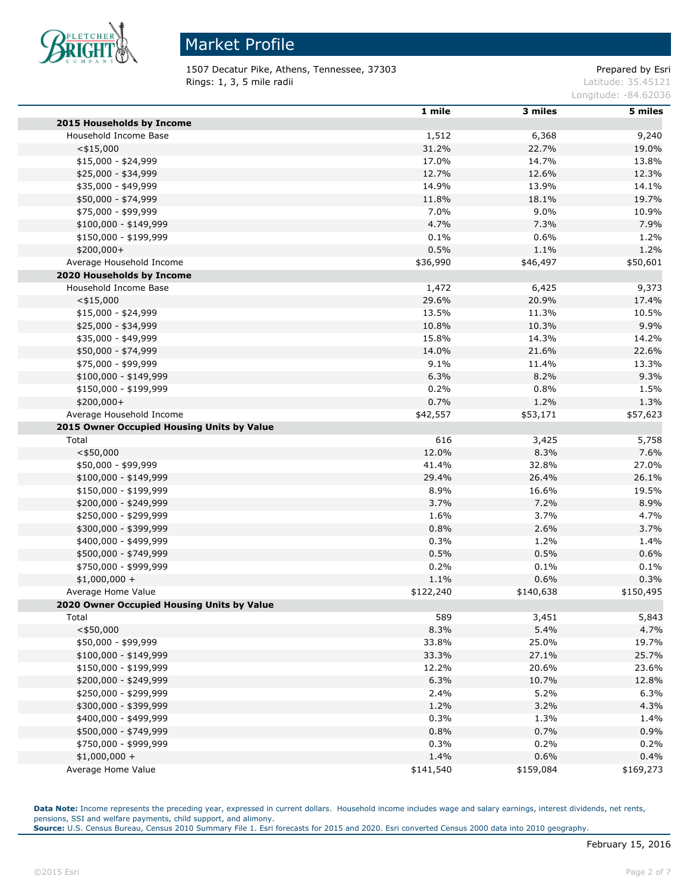# Market Profile

1507 Decatur Pike, Athens, Tennessee, 37303
Rings: 1, 3, 5 mile radii

Prepared by Esri
Latitude: 35.45121
Longitude: -84.62036

| | 1 mile | 3 miles | 5 miles |
|---|---|---|---|
| **2015 Households by Income** | | | |
| Household Income Base | 1,512 | 6,368 | 9,240 |
| <$15,000 | 31.2% | 22.7% | 19.0% |
| $15,000 - $24,999 | 17.0% | 14.7% | 13.8% |
| $25,000 - $34,999 | 12.7% | 12.6% | 12.3% |
| $35,000 - $49,999 | 14.9% | 13.9% | 14.1% |
| $50,000 - $74,999 | 11.8% | 18.1% | 19.7% |
| $75,000 - $99,999 | 7.0% | 9.0% | 10.9% |
| $100,000 - $149,999 | 4.7% | 7.3% | 7.9% |
| $150,000 - $199,999 | 0.1% | 0.6% | 1.2% |
| $200,000+ | 0.5% | 1.1% | 1.2% |
| Average Household Income | $36,990 | $46,497 | $50,601 |
| **2020 Households by Income** | | | |
| Household Income Base | 1,472 | 6,425 | 9,373 |
| <$15,000 | 29.6% | 20.9% | 17.4% |
| $15,000 - $24,999 | 13.5% | 11.3% | 10.5% |
| $25,000 - $34,999 | 10.8% | 10.3% | 9.9% |
| $35,000 - $49,999 | 15.8% | 14.3% | 14.2% |
| $50,000 - $74,999 | 14.0% | 21.6% | 22.6% |
| $75,000 - $99,999 | 9.1% | 11.4% | 13.3% |
| $100,000 - $149,999 | 6.3% | 8.2% | 9.3% |
| $150,000 - $199,999 | 0.2% | 0.8% | 1.5% |
| $200,000+ | 0.7% | 1.2% | 1.3% |
| Average Household Income | $42,557 | $53,171 | $57,623 |
| **2015 Owner Occupied Housing Units by Value** | | | |
| Total | 616 | 3,425 | 5,758 |
| <$50,000 | 12.0% | 8.3% | 7.6% |
| $50,000 - $99,999 | 41.4% | 32.8% | 27.0% |
| $100,000 - $149,999 | 29.4% | 26.4% | 26.1% |
| $150,000 - $199,999 | 8.9% | 16.6% | 19.5% |
| $200,000 - $249,999 | 3.7% | 7.2% | 8.9% |
| $250,000 - $299,999 | 1.6% | 3.7% | 4.7% |
| $300,000 - $399,999 | 0.8% | 2.6% | 3.7% |
| $400,000 - $499,999 | 0.3% | 1.2% | 1.4% |
| $500,000 - $749,999 | 0.5% | 0.5% | 0.6% |
| $750,000 - $999,999 | 0.2% | 0.1% | 0.1% |
| $1,000,000 + | 1.1% | 0.6% | 0.3% |
| Average Home Value | $122,240 | $140,638 | $150,495 |
| **2020 Owner Occupied Housing Units by Value** | | | |
| Total | 589 | 3,451 | 5,843 |
| <$50,000 | 8.3% | 5.4% | 4.7% |
| $50,000 - $99,999 | 33.8% | 25.0% | 19.7% |
| $100,000 - $149,999 | 33.3% | 27.1% | 25.7% |
| $150,000 - $199,999 | 12.2% | 20.6% | 23.6% |
| $200,000 - $249,999 | 6.3% | 10.7% | 12.8% |
| $250,000 - $299,999 | 2.4% | 5.2% | 6.3% |
| $300,000 - $399,999 | 1.2% | 3.2% | 4.3% |
| $400,000 - $499,999 | 0.3% | 1.3% | 1.4% |
| $500,000 - $749,999 | 0.8% | 0.7% | 0.9% |
| $750,000 - $999,999 | 0.3% | 0.2% | 0.2% |
| $1,000,000 + | 1.4% | 0.6% | 0.4% |
| Average Home Value | $141,540 | $159,084 | $169,273 |

**Data Note:** Income represents the preceding year, expressed in current dollars. Household income includes wage and salary earnings, interest dividends, net rents, pensions, SSI and welfare payments, child support, and alimony.
**Source:** U.S. Census Bureau, Census 2010 Summary File 1. Esri forecasts for 2015 and 2020. Esri converted Census 2000 data into 2010 geography.

February 15, 2016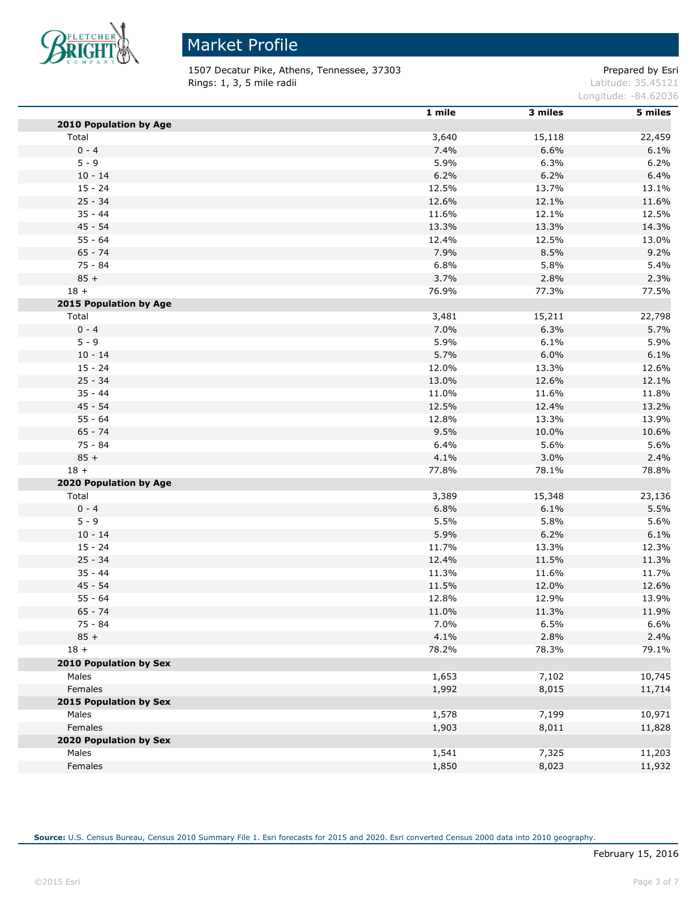# Market Profile

1507 Decatur Pike, Athens, Tennessee, 37303
Rings: 1, 3, 5 mile radii

Prepared by Esri
Latitude: 35.45121
Longitude: -84.62036

| | 1 mile | 3 miles | 5 miles |
|---|---|---|---|
| **2010 Population by Age** | | | |
| Total | 3,640 | 15,118 | 22,459 |
| 0 - 4 | 7.4% | 6.6% | 6.1% |
| 5 - 9 | 5.9% | 6.3% | 6.2% |
| 10 - 14 | 6.2% | 6.2% | 6.4% |
| 15 - 24 | 12.5% | 13.7% | 13.1% |
| 25 - 34 | 12.6% | 12.1% | 11.6% |
| 35 - 44 | 11.6% | 12.1% | 12.5% |
| 45 - 54 | 13.3% | 13.3% | 14.3% |
| 55 - 64 | 12.4% | 12.5% | 13.0% |
| 65 - 74 | 7.9% | 8.5% | 9.2% |
| 75 - 84 | 6.8% | 5.8% | 5.4% |
| 85 + | 3.7% | 2.8% | 2.3% |
| 18 + | 76.9% | 77.3% | 77.5% |
| **2015 Population by Age** | | | |
| Total | 3,481 | 15,211 | 22,798 |
| 0 - 4 | 7.0% | 6.3% | 5.7% |
| 5 - 9 | 5.9% | 6.1% | 5.9% |
| 10 - 14 | 5.7% | 6.0% | 6.1% |
| 15 - 24 | 12.0% | 13.3% | 12.6% |
| 25 - 34 | 13.0% | 12.6% | 12.1% |
| 35 - 44 | 11.0% | 11.6% | 11.8% |
| 45 - 54 | 12.5% | 12.4% | 13.2% |
| 55 - 64 | 12.8% | 13.3% | 13.9% |
| 65 - 74 | 9.5% | 10.0% | 10.6% |
| 75 - 84 | 6.4% | 5.6% | 5.6% |
| 85 + | 4.1% | 3.0% | 2.4% |
| 18 + | 77.8% | 78.1% | 78.8% |
| **2020 Population by Age** | | | |
| Total | 3,389 | 15,348 | 23,136 |
| 0 - 4 | 6.8% | 6.1% | 5.5% |
| 5 - 9 | 5.5% | 5.8% | 5.6% |
| 10 - 14 | 5.9% | 6.2% | 6.1% |
| 15 - 24 | 11.7% | 13.3% | 12.3% |
| 25 - 34 | 12.4% | 11.5% | 11.3% |
| 35 - 44 | 11.3% | 11.6% | 11.7% |
| 45 - 54 | 11.5% | 12.0% | 12.6% |
| 55 - 64 | 12.8% | 12.9% | 13.9% |
| 65 - 74 | 11.0% | 11.3% | 11.9% |
| 75 - 84 | 7.0% | 6.5% | 6.6% |
| 85 + | 4.1% | 2.8% | 2.4% |
| 18 + | 78.2% | 78.3% | 79.1% |
| **2010 Population by Sex** | | | |
| Males | 1,653 | 7,102 | 10,745 |
| Females | 1,992 | 8,015 | 11,714 |
| **2015 Population by Sex** | | | |
| Males | 1,578 | 7,199 | 10,971 |
| Females | 1,903 | 8,011 | 11,828 |
| **2020 Population by Sex** | | | |
| Males | 1,541 | 7,325 | 11,203 |
| Females | 1,850 | 8,023 | 11,932 |

**Source:** U.S. Census Bureau, Census 2010 Summary File 1. Esri forecasts for 2015 and 2020. Esri converted Census 2000 data into 2010 geography.

February 15, 2016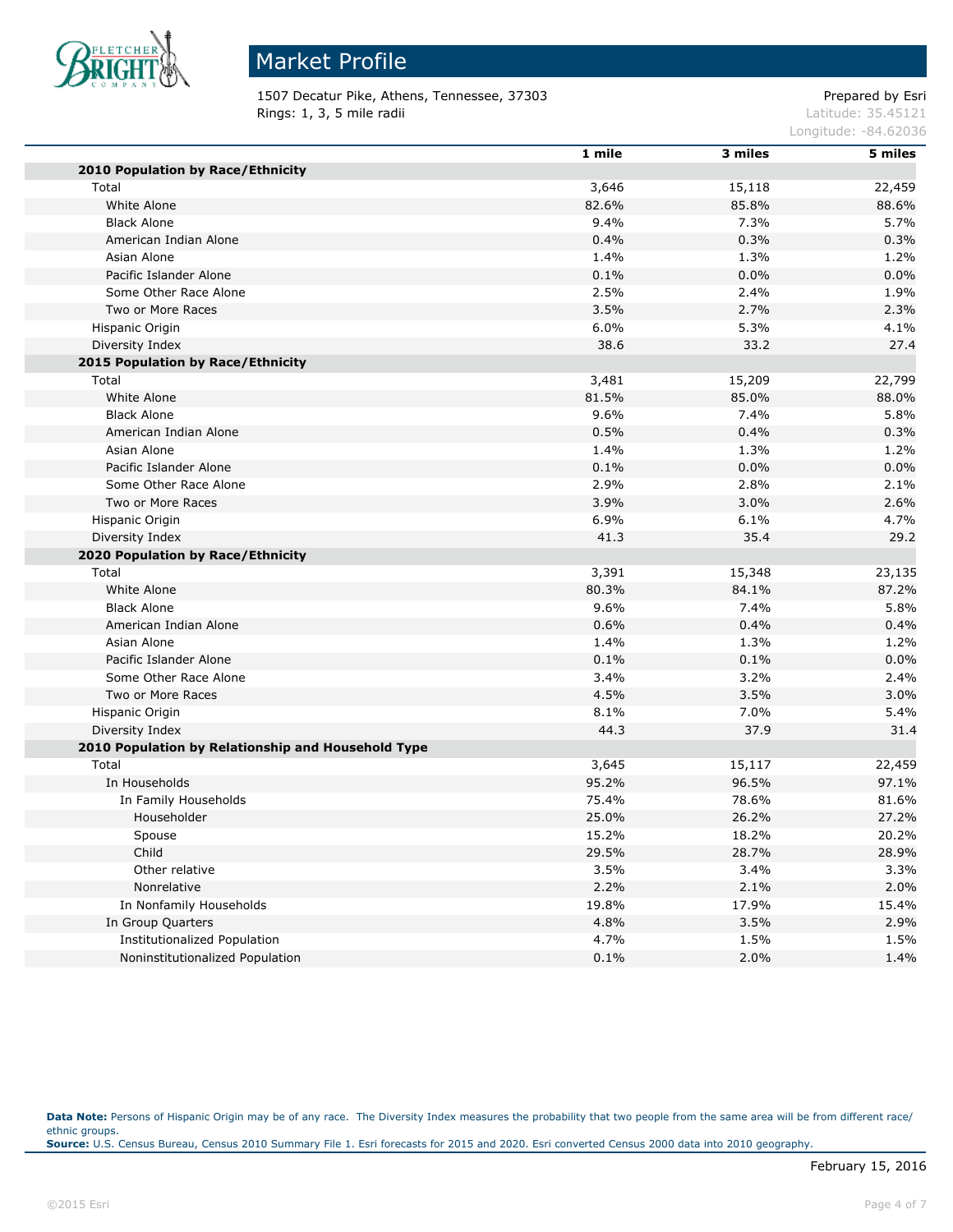# Market Profile

1507 Decatur Pike, Athens, Tennessee, 37303
Rings: 1, 3, 5 mile radii

Prepared by Esri
Latitude: 35.45121
Longitude: -84.62036

| | 1 mile | 3 miles | 5 miles |
|---|---|---|---|
| **2010 Population by Race/Ethnicity** | | | |
| Total | 3,646 | 15,118 | 22,459 |
| White Alone | 82.6% | 85.8% | 88.6% |
| Black Alone | 9.4% | 7.3% | 5.7% |
| American Indian Alone | 0.4% | 0.3% | 0.3% |
| Asian Alone | 1.4% | 1.3% | 1.2% |
| Pacific Islander Alone | 0.1% | 0.0% | 0.0% |
| Some Other Race Alone | 2.5% | 2.4% | 1.9% |
| Two or More Races | 3.5% | 2.7% | 2.3% |
| Hispanic Origin | 6.0% | 5.3% | 4.1% |
| Diversity Index | 38.6 | 33.2 | 27.4 |
| **2015 Population by Race/Ethnicity** | | | |
| Total | 3,481 | 15,209 | 22,799 |
| White Alone | 81.5% | 85.0% | 88.0% |
| Black Alone | 9.6% | 7.4% | 5.8% |
| American Indian Alone | 0.5% | 0.4% | 0.3% |
| Asian Alone | 1.4% | 1.3% | 1.2% |
| Pacific Islander Alone | 0.1% | 0.0% | 0.0% |
| Some Other Race Alone | 2.9% | 2.8% | 2.1% |
| Two or More Races | 3.9% | 3.0% | 2.6% |
| Hispanic Origin | 6.9% | 6.1% | 4.7% |
| Diversity Index | 41.3 | 35.4 | 29.2 |
| **2020 Population by Race/Ethnicity** | | | |
| Total | 3,391 | 15,348 | 23,135 |
| White Alone | 80.3% | 84.1% | 87.2% |
| Black Alone | 9.6% | 7.4% | 5.8% |
| American Indian Alone | 0.6% | 0.4% | 0.4% |
| Asian Alone | 1.4% | 1.3% | 1.2% |
| Pacific Islander Alone | 0.1% | 0.1% | 0.0% |
| Some Other Race Alone | 3.4% | 3.2% | 2.4% |
| Two or More Races | 4.5% | 3.5% | 3.0% |
| Hispanic Origin | 8.1% | 7.0% | 5.4% |
| Diversity Index | 44.3 | 37.9 | 31.4 |
| **2010 Population by Relationship and Household Type** | | | |
| Total | 3,645 | 15,117 | 22,459 |
| In Households | 95.2% | 96.5% | 97.1% |
| In Family Households | 75.4% | 78.6% | 81.6% |
| Householder | 25.0% | 26.2% | 27.2% |
| Spouse | 15.2% | 18.2% | 20.2% |
| Child | 29.5% | 28.7% | 28.9% |
| Other relative | 3.5% | 3.4% | 3.3% |
| Nonrelative | 2.2% | 2.1% | 2.0% |
| In Nonfamily Households | 19.8% | 17.9% | 15.4% |
| In Group Quarters | 4.8% | 3.5% | 2.9% |
| Institutionalized Population | 4.7% | 1.5% | 1.5% |
| Noninstitutionalized Population | 0.1% | 2.0% | 1.4% |

**Data Note:** Persons of Hispanic Origin may be of any race. The Diversity Index measures the probability that two people from the same area will be from different race/ethnic groups.
**Source:** U.S. Census Bureau, Census 2010 Summary File 1. Esri forecasts for 2015 and 2020. Esri converted Census 2000 data into 2010 geography.

February 15, 2016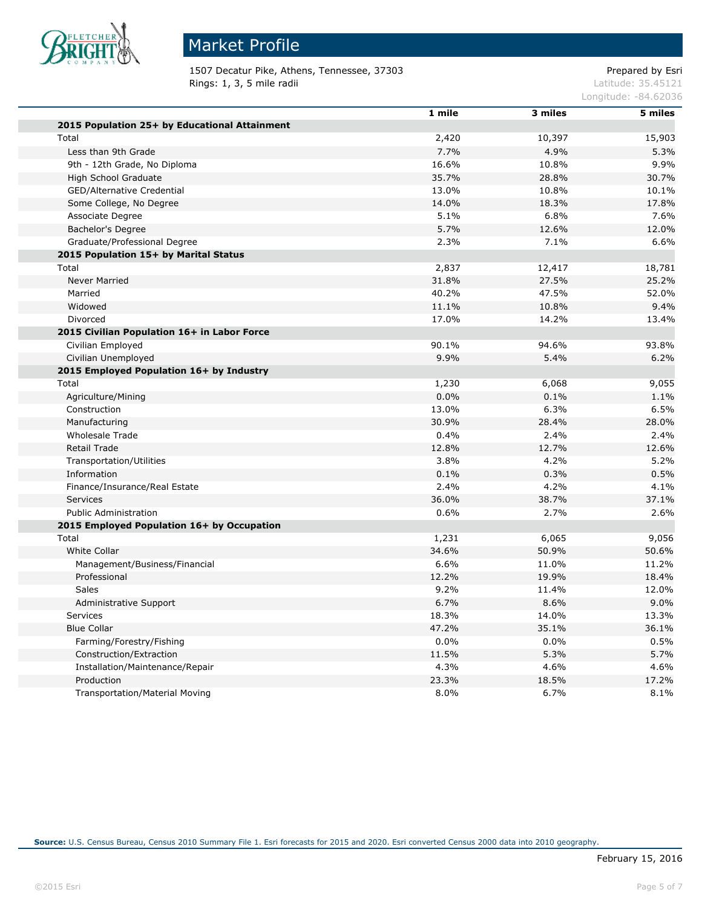# Market Profile

1507 Decatur Pike, Athens, Tennessee, 37303
Rings: 1, 3, 5 mile radii

Prepared by Esri
Latitude: 35.45121
Longitude: -84.62036

| | 1 mile | 3 miles | 5 miles |
|---|---|---|---|
| **2015 Population 25+ by Educational Attainment** | | | |
| Total | 2,420 | 10,397 | 15,903 |
| Less than 9th Grade | 7.7% | 4.9% | 5.3% |
| 9th - 12th Grade, No Diploma | 16.6% | 10.8% | 9.9% |
| High School Graduate | 35.7% | 28.8% | 30.7% |
| GED/Alternative Credential | 13.0% | 10.8% | 10.1% |
| Some College, No Degree | 14.0% | 18.3% | 17.8% |
| Associate Degree | 5.1% | 6.8% | 7.6% |
| Bachelor's Degree | 5.7% | 12.6% | 12.0% |
| Graduate/Professional Degree | 2.3% | 7.1% | 6.6% |
| **2015 Population 15+ by Marital Status** | | | |
| Total | 2,837 | 12,417 | 18,781 |
| Never Married | 31.8% | 27.5% | 25.2% |
| Married | 40.2% | 47.5% | 52.0% |
| Widowed | 11.1% | 10.8% | 9.4% |
| Divorced | 17.0% | 14.2% | 13.4% |
| **2015 Civilian Population 16+ in Labor Force** | | | |
| Civilian Employed | 90.1% | 94.6% | 93.8% |
| Civilian Unemployed | 9.9% | 5.4% | 6.2% |
| **2015 Employed Population 16+ by Industry** | | | |
| Total | 1,230 | 6,068 | 9,055 |
| Agriculture/Mining | 0.0% | 0.1% | 1.1% |
| Construction | 13.0% | 6.3% | 6.5% |
| Manufacturing | 30.9% | 28.4% | 28.0% |
| Wholesale Trade | 0.4% | 2.4% | 2.4% |
| Retail Trade | 12.8% | 12.7% | 12.6% |
| Transportation/Utilities | 3.8% | 4.2% | 5.2% |
| Information | 0.1% | 0.3% | 0.5% |
| Finance/Insurance/Real Estate | 2.4% | 4.2% | 4.1% |
| Services | 36.0% | 38.7% | 37.1% |
| Public Administration | 0.6% | 2.7% | 2.6% |
| **2015 Employed Population 16+ by Occupation** | | | |
| Total | 1,231 | 6,065 | 9,056 |
| White Collar | 34.6% | 50.9% | 50.6% |
| Management/Business/Financial | 6.6% | 11.0% | 11.2% |
| Professional | 12.2% | 19.9% | 18.4% |
| Sales | 9.2% | 11.4% | 12.0% |
| Administrative Support | 6.7% | 8.6% | 9.0% |
| Services | 18.3% | 14.0% | 13.3% |
| Blue Collar | 47.2% | 35.1% | 36.1% |
| Farming/Forestry/Fishing | 0.0% | 0.0% | 0.5% |
| Construction/Extraction | 11.5% | 5.3% | 5.7% |
| Installation/Maintenance/Repair | 4.3% | 4.6% | 4.6% |
| Production | 23.3% | 18.5% | 17.2% |
| Transportation/Material Moving | 8.0% | 6.7% | 8.1% |

**Source:** U.S. Census Bureau, Census 2010 Summary File 1. Esri forecasts for 2015 and 2020. Esri converted Census 2000 data into 2010 geography.

February 15, 2016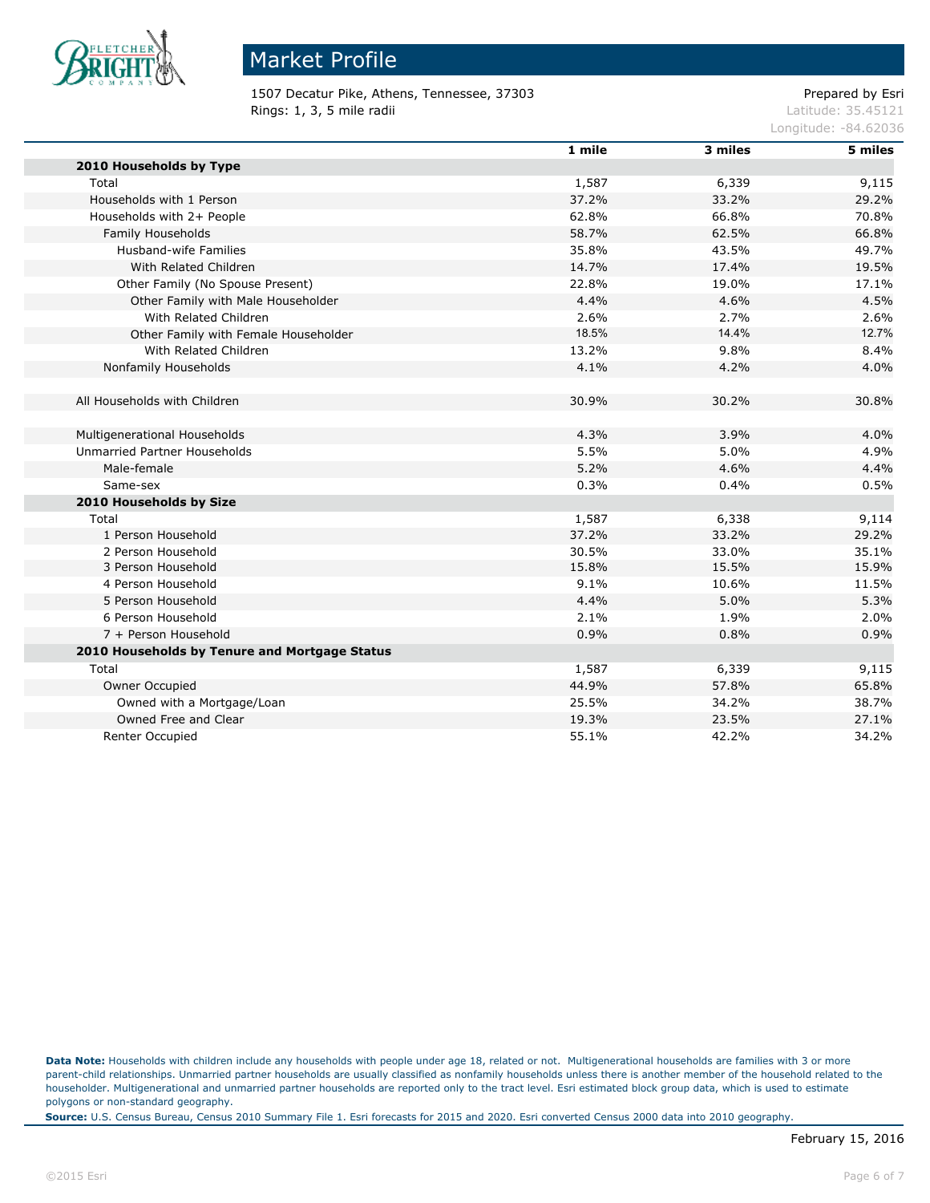# Market Profile

1507 Decatur Pike, Athens, Tennessee, 37303
Rings: 1, 3, 5 mile radii

Prepared by Esri
Latitude: 35.45121
Longitude: -84.62036

| | 1 mile | 3 miles | 5 miles |
|---|---|---|---|
| **2010 Households by Type** | | | |
| Total | 1,587 | 6,339 | 9,115 |
| Households with 1 Person | 37.2% | 33.2% | 29.2% |
| Households with 2+ People | 62.8% | 66.8% | 70.8% |
| Family Households | 58.7% | 62.5% | 66.8% |
| Husband-wife Families | 35.8% | 43.5% | 49.7% |
| With Related Children | 14.7% | 17.4% | 19.5% |
| Other Family (No Spouse Present) | 22.8% | 19.0% | 17.1% |
| Other Family with Male Householder | 4.4% | 4.6% | 4.5% |
| With Related Children | 2.6% | 2.7% | 2.6% |
| Other Family with Female Householder | 18.5% | 14.4% | 12.7% |
| With Related Children | 13.2% | 9.8% | 8.4% |
| Nonfamily Households | 4.1% | 4.2% | 4.0% |
| | | | |
| All Households with Children | 30.9% | 30.2% | 30.8% |
| | | | |
| Multigenerational Households | 4.3% | 3.9% | 4.0% |
| Unmarried Partner Households | 5.5% | 5.0% | 4.9% |
| Male-female | 5.2% | 4.6% | 4.4% |
| Same-sex | 0.3% | 0.4% | 0.5% |
| **2010 Households by Size** | | | |
| Total | 1,587 | 6,338 | 9,114 |
| 1 Person Household | 37.2% | 33.2% | 29.2% |
| 2 Person Household | 30.5% | 33.0% | 35.1% |
| 3 Person Household | 15.8% | 15.5% | 15.9% |
| 4 Person Household | 9.1% | 10.6% | 11.5% |
| 5 Person Household | 4.4% | 5.0% | 5.3% |
| 6 Person Household | 2.1% | 1.9% | 2.0% |
| 7 + Person Household | 0.9% | 0.8% | 0.9% |
| **2010 Households by Tenure and Mortgage Status** | | | |
| Total | 1,587 | 6,339 | 9,115 |
| Owner Occupied | 44.9% | 57.8% | 65.8% |
| Owned with a Mortgage/Loan | 25.5% | 34.2% | 38.7% |
| Owned Free and Clear | 19.3% | 23.5% | 27.1% |
| Renter Occupied | 55.1% | 42.2% | 34.2% |

**Data Note:** Households with children include any households with people under age 18, related or not. Multigenerational households are families with 3 or more parent-child relationships. Unmarried partner households are usually classified as nonfamily households unless there is another member of the household related to the householder. Multigenerational and unmarried partner households are reported only to the tract level. Esri estimated block group data, which is used to estimate polygons or non-standard geography.

**Source:** U.S. Census Bureau, Census 2010 Summary File 1. Esri forecasts for 2015 and 2020. Esri converted Census 2000 data into 2010 geography.

February 15, 2016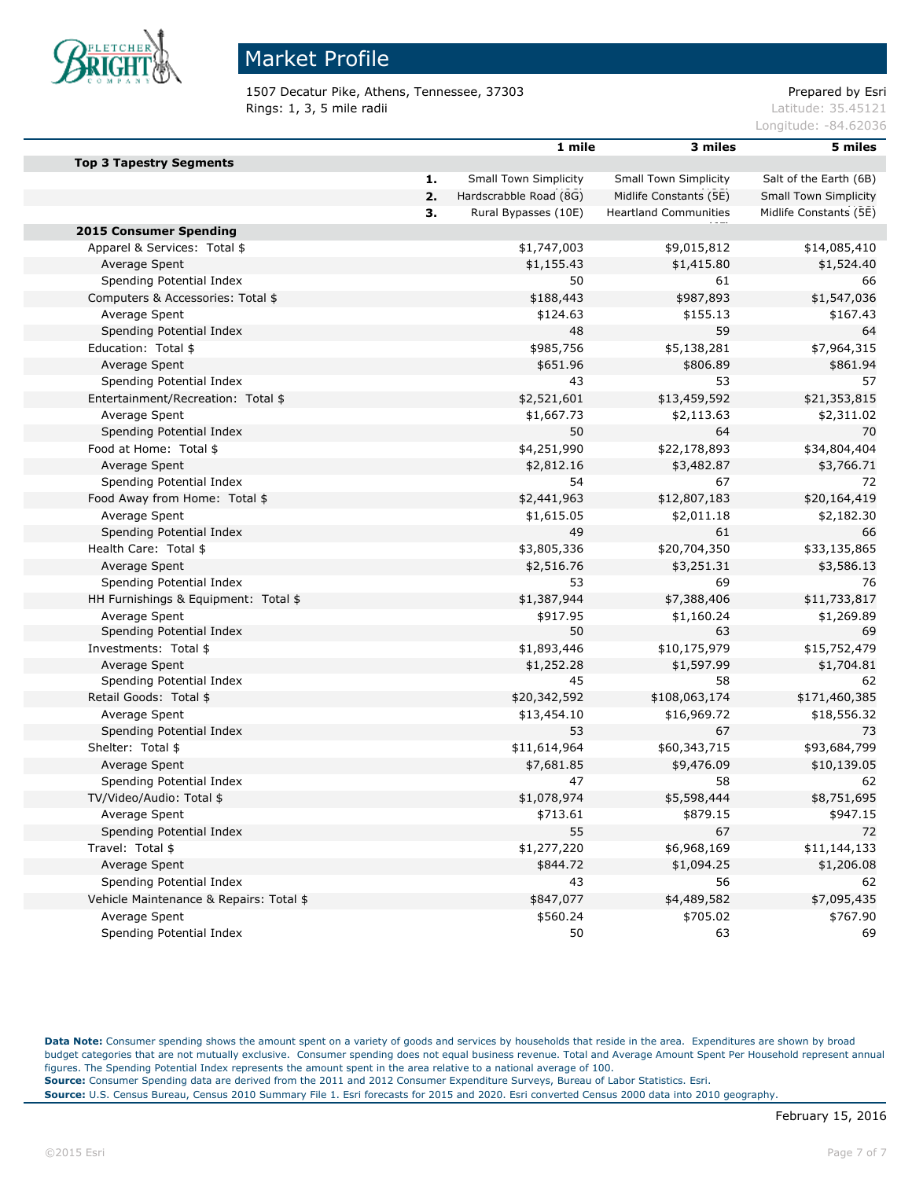# Market Profile

1507 Decatur Pike, Athens, Tennessee, 37303
Rings: 1, 3, 5 mile radii

Prepared by Esri
Latitude: 35.45121
Longitude: -84.62036

| | | 1 mile | 3 miles | 5 miles |
|---|---|---|---|---|
| **Top 3 Tapestry Segments** | | | | |
| | **1.** | Small Town Simplicity | Small Town Simplicity | Salt of the Earth (6B) |
| | **2.** | Hardscrabble Road (8G) | Midlife Constants (5E) | Small Town Simplicity |
| | **3.** | Rural Bypasses (10E) | Heartland Communities | Midlife Constants (5E) |
| **2015 Consumer Spending** | | | | |
| Apparel & Services: Total $ | | $1,747,003 | $9,015,812 | $14,085,410 |
| Average Spent | | $1,155.43 | $1,415.80 | $1,524.40 |
| Spending Potential Index | | 50 | 61 | 66 |
| Computers & Accessories: Total $ | | $188,443 | $987,893 | $1,547,036 |
| Average Spent | | $124.63 | $155.13 | $167.43 |
| Spending Potential Index | | 48 | 59 | 64 |
| Education: Total $ | | $985,756 | $5,138,281 | $7,964,315 |
| Average Spent | | $651.96 | $806.89 | $861.94 |
| Spending Potential Index | | 43 | 53 | 57 |
| Entertainment/Recreation: Total $ | | $2,521,601 | $13,459,592 | $21,353,815 |
| Average Spent | | $1,667.73 | $2,113.63 | $2,311.02 |
| Spending Potential Index | | 50 | 64 | 70 |
| Food at Home: Total $ | | $4,251,990 | $22,178,893 | $34,804,404 |
| Average Spent | | $2,812.16 | $3,482.87 | $3,766.71 |
| Spending Potential Index | | 54 | 67 | 72 |
| Food Away from Home: Total $ | | $2,441,963 | $12,807,183 | $20,164,419 |
| Average Spent | | $1,615.05 | $2,011.18 | $2,182.30 |
| Spending Potential Index | | 49 | 61 | 66 |
| Health Care: Total $ | | $3,805,336 | $20,704,350 | $33,135,865 |
| Average Spent | | $2,516.76 | $3,251.31 | $3,586.13 |
| Spending Potential Index | | 53 | 69 | 76 |
| HH Furnishings & Equipment: Total $ | | $1,387,944 | $7,388,406 | $11,733,817 |
| Average Spent | | $917.95 | $1,160.24 | $1,269.89 |
| Spending Potential Index | | 50 | 63 | 69 |
| Investments: Total $ | | $1,893,446 | $10,175,979 | $15,752,479 |
| Average Spent | | $1,252.28 | $1,597.99 | $1,704.81 |
| Spending Potential Index | | 45 | 58 | 62 |
| Retail Goods: Total $ | | $20,342,592 | $108,063,174 | $171,460,385 |
| Average Spent | | $13,454.10 | $16,969.72 | $18,556.32 |
| Spending Potential Index | | 53 | 67 | 73 |
| Shelter: Total $ | | $11,614,964 | $60,343,715 | $93,684,799 |
| Average Spent | | $7,681.85 | $9,476.09 | $10,139.05 |
| Spending Potential Index | | 47 | 58 | 62 |
| TV/Video/Audio: Total $ | | $1,078,974 | $5,598,444 | $8,751,695 |
| Average Spent | | $713.61 | $879.15 | $947.15 |
| Spending Potential Index | | 55 | 67 | 72 |
| Travel: Total $ | | $1,277,220 | $6,968,169 | $11,144,133 |
| Average Spent | | $844.72 | $1,094.25 | $1,206.08 |
| Spending Potential Index | | 43 | 56 | 62 |
| Vehicle Maintenance & Repairs: Total $ | | $847,077 | $4,489,582 | $7,095,435 |
| Average Spent | | $560.24 | $705.02 | $767.90 |
| Spending Potential Index | | 50 | 63 | 69 |

**Data Note:** Consumer spending shows the amount spent on a variety of goods and services by households that reside in the area. Expenditures are shown by broad budget categories that are not mutually exclusive. Consumer spending does not equal business revenue. Total and Average Amount Spent Per Household represent annual figures. The Spending Potential Index represents the amount spent in the area relative to a national average of 100.
**Source:** Consumer Spending data are derived from the 2011 and 2012 Consumer Expenditure Surveys, Bureau of Labor Statistics. Esri.
**Source:** U.S. Census Bureau, Census 2010 Summary File 1. Esri forecasts for 2015 and 2020. Esri converted Census 2000 data into 2010 geography.

February 15, 2016